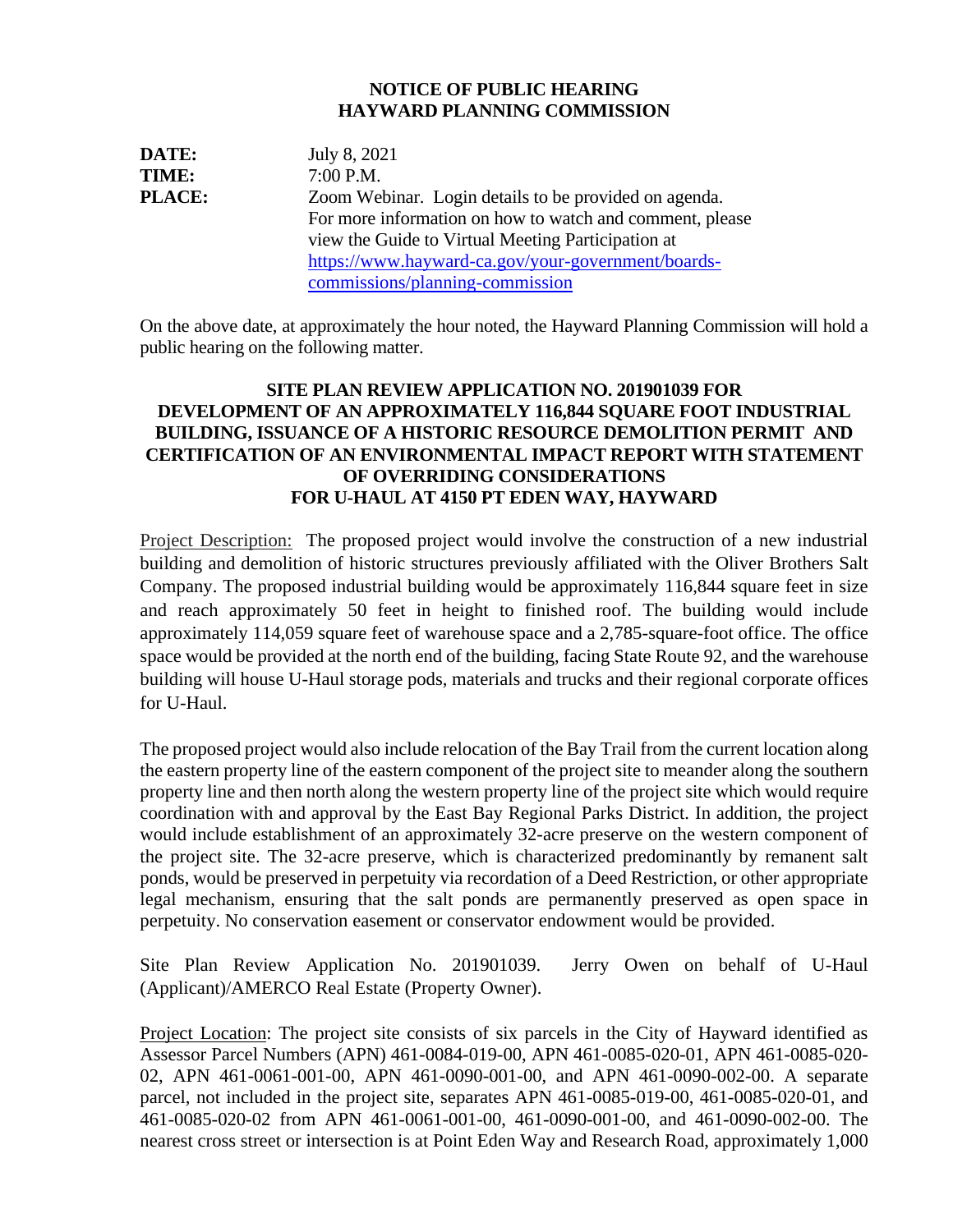# NOTICE OF PUBLIC HEARING
# HAYWARD PLANNING COMMISSION

**DATE:** July 8, 2021

**TIME:** 7:00 P.M.

**PLACE:** Zoom Webinar. Login details to be provided on agenda. For more information on how to watch and comment, please view the Guide to Virtual Meeting Participation at [https://www.hayward-ca.gov/your-government/boards-commissions/planning-commission](https://www.hayward-ca.gov/your-government/boards-commissions/planning-commission)

On the above date, at approximately the hour noted, the Hayward Planning Commission will hold a public hearing on the following matter.

## SITE PLAN REVIEW APPLICATION NO. 201901039 FOR DEVELOPMENT OF AN APPROXIMATELY 116,844 SQUARE FOOT INDUSTRIAL BUILDING, ISSUANCE OF A HISTORIC RESOURCE DEMOLITION PERMIT AND CERTIFICATION OF AN ENVIRONMENTAL IMPACT REPORT WITH STATEMENT OF OVERRIDING CONSIDERATIONS FOR U-HAUL AT 4150 PT EDEN WAY, HAYWARD

Project Description: The proposed project would involve the construction of a new industrial building and demolition of historic structures previously affiliated with the Oliver Brothers Salt Company. The proposed industrial building would be approximately 116,844 square feet in size and reach approximately 50 feet in height to finished roof. The building would include approximately 114,059 square feet of warehouse space and a 2,785-square-foot office. The office space would be provided at the north end of the building, facing State Route 92, and the warehouse building will house U-Haul storage pods, materials and trucks and their regional corporate offices for U-Haul.

The proposed project would also include relocation of the Bay Trail from the current location along the eastern property line of the eastern component of the project site to meander along the southern property line and then north along the western property line of the project site which would require coordination with and approval by the East Bay Regional Parks District. In addition, the project would include establishment of an approximately 32-acre preserve on the western component of the project site. The 32-acre preserve, which is characterized predominantly by remanent salt ponds, would be preserved in perpetuity via recordation of a Deed Restriction, or other appropriate legal mechanism, ensuring that the salt ponds are permanently preserved as open space in perpetuity. No conservation easement or conservator endowment would be provided.

Site Plan Review Application No. 201901039. Jerry Owen on behalf of U-Haul (Applicant)/AMERCO Real Estate (Property Owner).

Project Location: The project site consists of six parcels in the City of Hayward identified as Assessor Parcel Numbers (APN) 461-0084-019-00, APN 461-0085-020-01, APN 461-0085-020-02, APN 461-0061-001-00, APN 461-0090-001-00, and APN 461-0090-002-00. A separate parcel, not included in the project site, separates APN 461-0085-019-00, 461-0085-020-01, and 461-0085-020-02 from APN 461-0061-001-00, 461-0090-001-00, and 461-0090-002-00. The nearest cross street or intersection is at Point Eden Way and Research Road, approximately 1,000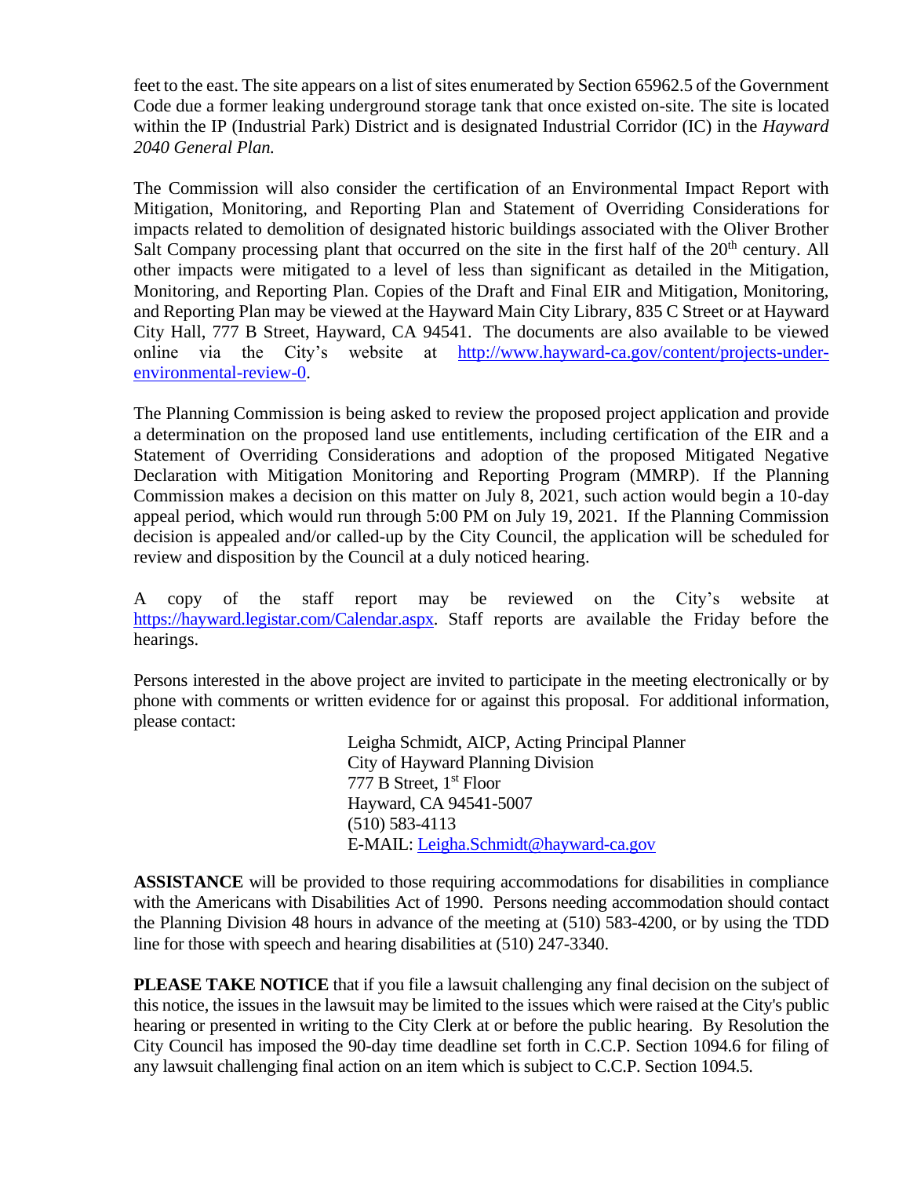feet to the east. The site appears on a list of sites enumerated by Section 65962.5 of the Government Code due a former leaking underground storage tank that once existed on-site. The site is located within the IP (Industrial Park) District and is designated Industrial Corridor (IC) in the *Hayward 2040 General Plan.*

The Commission will also consider the certification of an Environmental Impact Report with Mitigation, Monitoring, and Reporting Plan and Statement of Overriding Considerations for impacts related to demolition of designated historic buildings associated with the Oliver Brother Salt Company processing plant that occurred on the site in the first half of the 20th century. All other impacts were mitigated to a level of less than significant as detailed in the Mitigation, Monitoring, and Reporting Plan. Copies of the Draft and Final EIR and Mitigation, Monitoring, and Reporting Plan may be viewed at the Hayward Main City Library, 835 C Street or at Hayward City Hall, 777 B Street, Hayward, CA 94541. The documents are also available to be viewed online via the City's website at [http://www.hayward-ca.gov/content/projects-under-environmental-review-0](http://www.hayward-ca.gov/content/projects-under-environmental-review-0).

The Planning Commission is being asked to review the proposed project application and provide a determination on the proposed land use entitlements, including certification of the EIR and a Statement of Overriding Considerations and adoption of the proposed Mitigated Negative Declaration with Mitigation Monitoring and Reporting Program (MMRP). If the Planning Commission makes a decision on this matter on July 8, 2021, such action would begin a 10-day appeal period, which would run through 5:00 PM on July 19, 2021. If the Planning Commission decision is appealed and/or called-up by the City Council, the application will be scheduled for review and disposition by the Council at a duly noticed hearing.

A copy of the staff report may be reviewed on the City's website at [https://hayward.legistar.com/Calendar.aspx](https://hayward.legistar.com/Calendar.aspx). Staff reports are available the Friday before the hearings.

Persons interested in the above project are invited to participate in the meeting electronically or by phone with comments or written evidence for or against this proposal. For additional information, please contact:

> Leigha Schmidt, AICP, Acting Principal Planner
> City of Hayward Planning Division
> 777 B Street, 1st Floor
> Hayward, CA 94541-5007
> (510) 583-4113
> E-MAIL: [Leigha.Schmidt@hayward-ca.gov](mailto:Leigha.Schmidt@hayward-ca.gov)

**ASSISTANCE** will be provided to those requiring accommodations for disabilities in compliance with the Americans with Disabilities Act of 1990. Persons needing accommodation should contact the Planning Division 48 hours in advance of the meeting at (510) 583-4200, or by using the TDD line for those with speech and hearing disabilities at (510) 247-3340.

**PLEASE TAKE NOTICE** that if you file a lawsuit challenging any final decision on the subject of this notice, the issues in the lawsuit may be limited to the issues which were raised at the City's public hearing or presented in writing to the City Clerk at or before the public hearing. By Resolution the City Council has imposed the 90-day time deadline set forth in C.C.P. Section 1094.6 for filing of any lawsuit challenging final action on an item which is subject to C.C.P. Section 1094.5.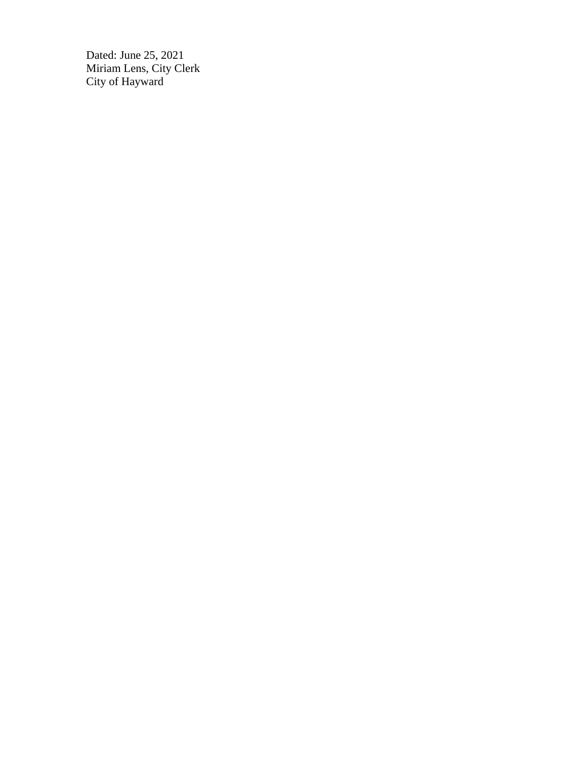Dated: June 25, 2021
Miriam Lens, City Clerk
City of Hayward